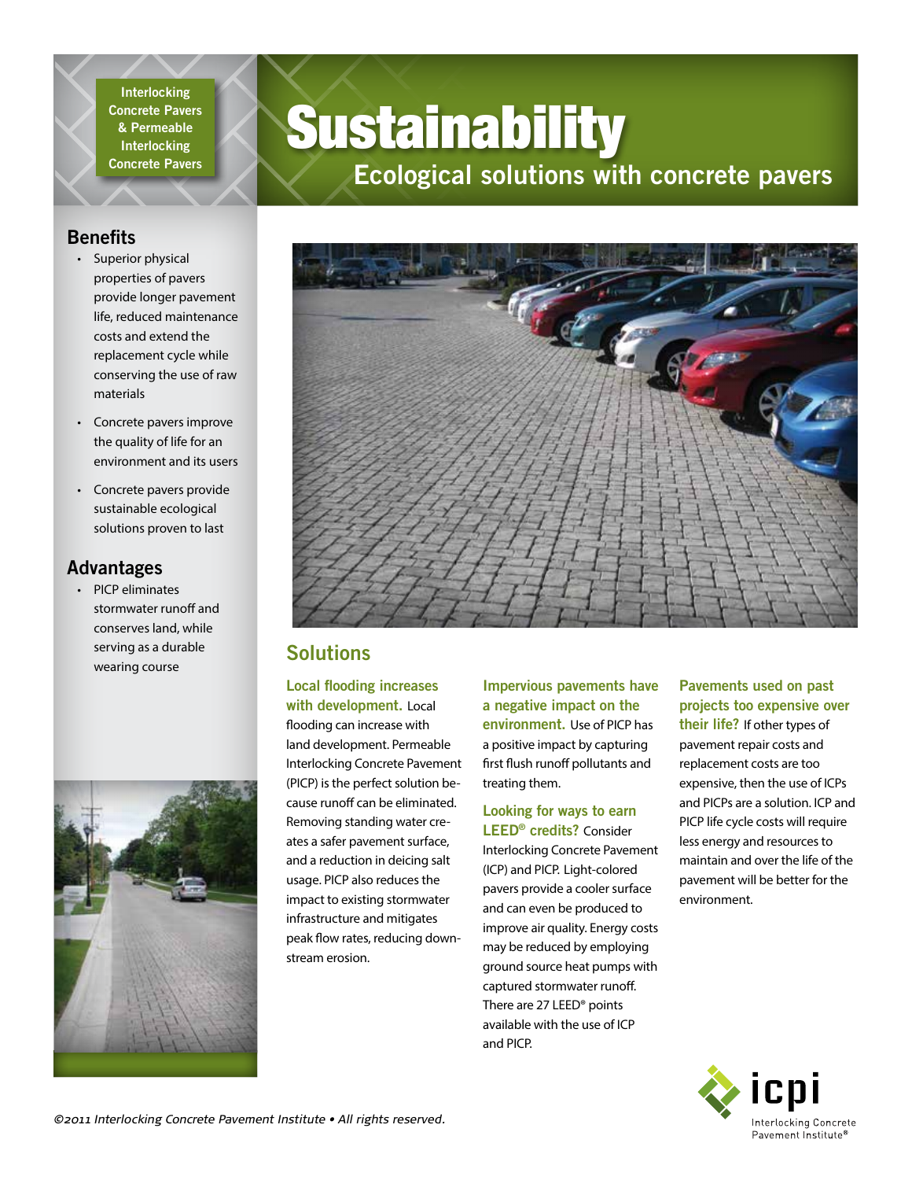Interlocking Concrete Pavers & Permeable Interlocking Concrete Pavers

# Sustainability

## Ecological solutions with concrete pavers

### Benefits

- Superior physical properties of pavers provide longer pavement life, reduced maintenance costs and extend the replacement cycle while conserving the use of raw materials
- Concrete pavers improve the quality of life for an environment and its users
- Concrete pavers provide sustainable ecological solutions proven to last

### Advantages

- PICP eliminates stormwater runoff and conserves land, while serving as a durable wearing course

## Solutions

**Local flooding increases with development.** Local flooding can increase with land development. Permeable Interlocking Concrete Pavement (PICP) is the perfect solution because runoff can be eliminated. Removing standing water creates a safer pavement surface, and a reduction in deicing salt usage. PICP also reduces the impact to existing stormwater infrastructure and mitigates peak flow rates, reducing downstream erosion.

**Impervious pavements have a negative impact on the environment.** Use of PICP has a positive impact by capturing first flush runoff pollutants and treating them.

**Looking for ways to earn LEED® credits?** Consider Interlocking Concrete Pavement (ICP) and PICP. Light-colored pavers provide a cooler surface and can even be produced to improve air quality. Energy costs may be reduced by employing ground source heat pumps with captured stormwater runoff. There are 27 LEED® points available with the use of ICP and PICP.

**Pavements used on past projects too expensive over their life?** If other types of pavement repair costs and replacement costs are too expensive, then the use of ICPs and PICPs are a solution. ICP and PICP life cycle costs will require less energy and resources to maintain and over the life of the pavement will be better for the environment.

icpi Interlocking Concrete Pavement Institute®

*©2011 Interlocking Concrete Pavement Institute • All rights reserved.*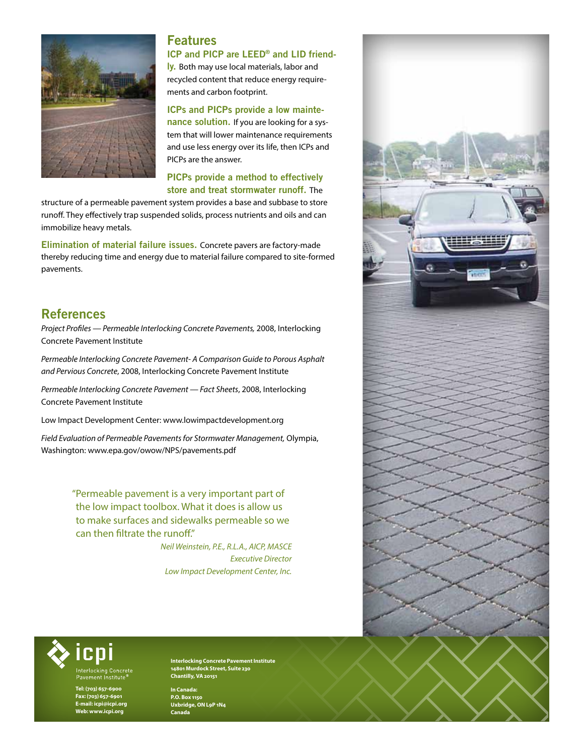## Features

**ICP and PICP are LEED® and LID friendly.** Both may use local materials, labor and recycled content that reduce energy requirements and carbon footprint.

**ICPs and PICPs provide a low maintenance solution.** If you are looking for a system that will lower maintenance requirements and use less energy over its life, then ICPs and PICPs are the answer.

**PICPs provide a method to effectively store and treat stormwater runoff.** The structure of a permeable pavement system provides a base and subbase to store runoff. They effectively trap suspended solids, process nutrients and oils and can immobilize heavy metals.

**Elimination of material failure issues.** Concrete pavers are factory-made thereby reducing time and energy due to material failure compared to site-formed pavements.

## References

*Project Profiles — Permeable Interlocking Concrete Pavements,* 2008, Interlocking Concrete Pavement Institute

*Permeable Interlocking Concrete Pavement- A Comparison Guide to Porous Asphalt and Pervious Concrete*, 2008, Interlocking Concrete Pavement Institute

*Permeable Interlocking Concrete Pavement — Fact Sheets*, 2008, Interlocking Concrete Pavement Institute

Low Impact Development Center: www.lowimpactdevelopment.org

*Field Evaluation of Permeable Pavements for Stormwater Management,* Olympia, Washington: www.epa.gov/owow/NPS/pavements.pdf

> "Permeable pavement is a very important part of the low impact toolbox. What it does is allow us to make surfaces and sidewalks permeable so we can then filtrate the runoff."
>
> *Neil Weinstein, P.E., R.L.A., AICP, MASCE*
> *Executive Director*
> *Low Impact Development Center, Inc.*

icpi
Interlocking Concrete Pavement Institute®

Tel: (703) 657-6900
Fax: (703) 657-6901
E-mail: icpi@icpi.org
Web: www.icpi.org

**Interlocking Concrete Pavement Institute**
14801 Murdock Street, Suite 230
Chantilly, VA 20151

In Canada:
P.O. Box 1150
Uxbridge, ON L9P 1N4
Canada